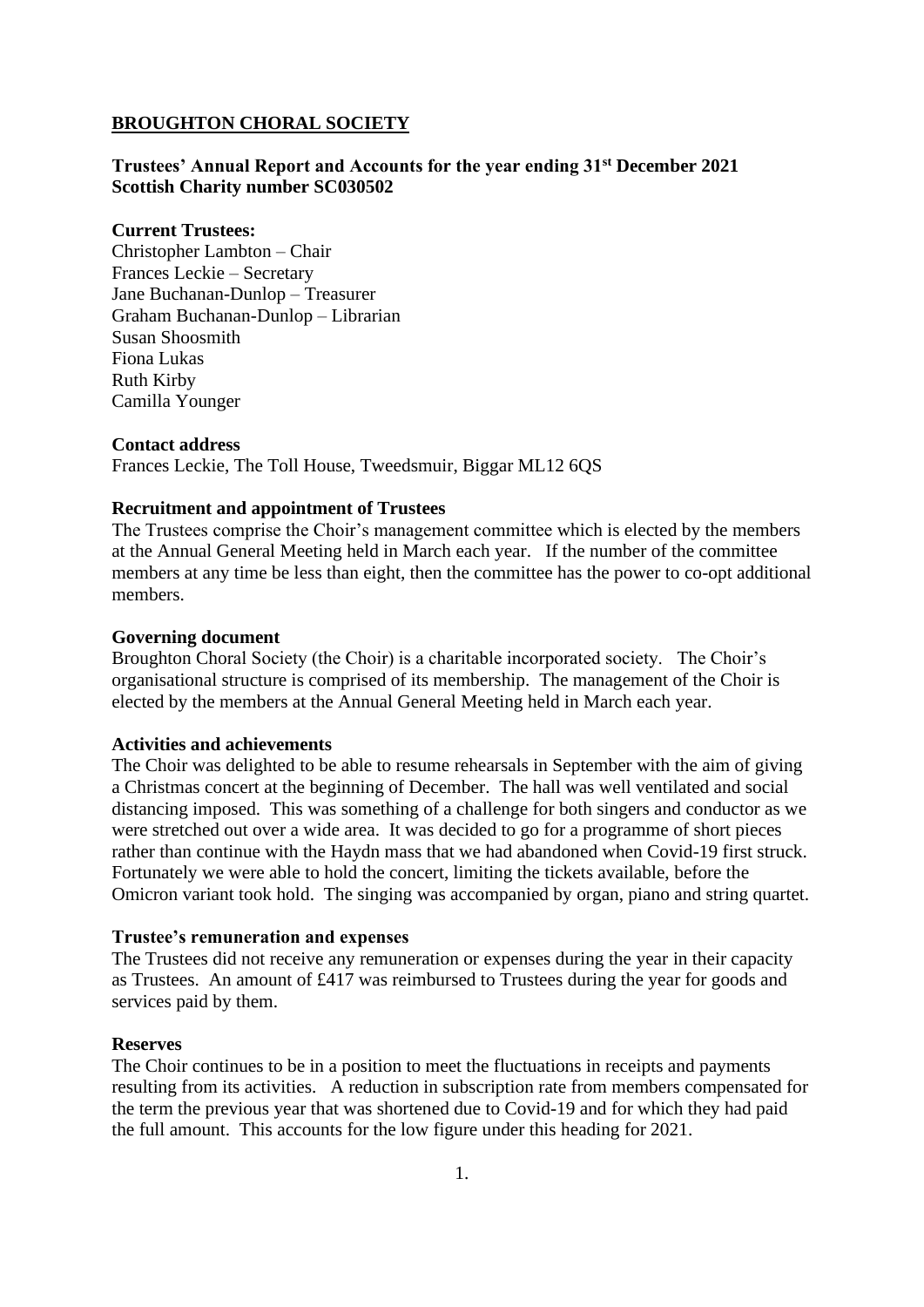# BROUGHTON CHORAL SOCIETY

**Trustees' Annual Report and Accounts for the year ending 31st December 2021**
**Scottish Charity number SC030502**

**Current Trustees:**
Christopher Lambton – Chair
Frances Leckie – Secretary
Jane Buchanan-Dunlop – Treasurer
Graham Buchanan-Dunlop – Librarian
Susan Shoosmith
Fiona Lukas
Ruth Kirby
Camilla Younger

**Contact address**
Frances Leckie, The Toll House, Tweedsmuir, Biggar ML12 6QS

**Recruitment and appointment of Trustees**
The Trustees comprise the Choir's management committee which is elected by the members at the Annual General Meeting held in March each year. If the number of the committee members at any time be less than eight, then the committee has the power to co-opt additional members.

**Governing document**
Broughton Choral Society (the Choir) is a charitable incorporated society. The Choir's organisational structure is comprised of its membership. The management of the Choir is elected by the members at the Annual General Meeting held in March each year.

**Activities and achievements**
The Choir was delighted to be able to resume rehearsals in September with the aim of giving a Christmas concert at the beginning of December. The hall was well ventilated and social distancing imposed. This was something of a challenge for both singers and conductor as we were stretched out over a wide area. It was decided to go for a programme of short pieces rather than continue with the Haydn mass that we had abandoned when Covid-19 first struck. Fortunately we were able to hold the concert, limiting the tickets available, before the Omicron variant took hold. The singing was accompanied by organ, piano and string quartet.

**Trustee's remuneration and expenses**
The Trustees did not receive any remuneration or expenses during the year in their capacity as Trustees. An amount of £417 was reimbursed to Trustees during the year for goods and services paid by them.

**Reserves**
The Choir continues to be in a position to meet the fluctuations in receipts and payments resulting from its activities. A reduction in subscription rate from members compensated for the term the previous year that was shortened due to Covid-19 and for which they had paid the full amount. This accounts for the low figure under this heading for 2021.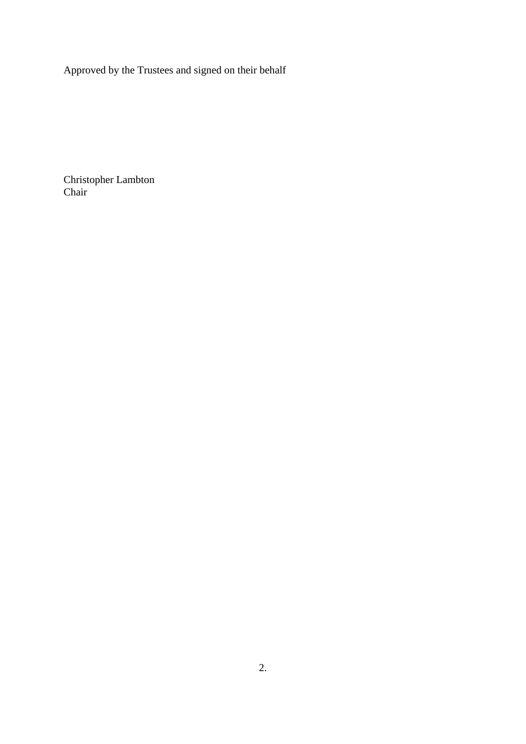Approved by the Trustees and signed on their behalf

Christopher Lambton
Chair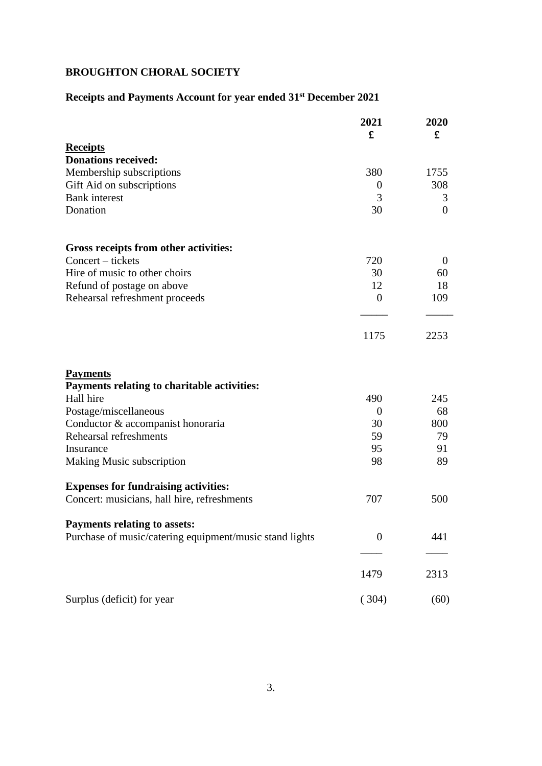**BROUGHTON CHORAL SOCIETY**

**Receipts and Payments Account for year ended 31st December 2021**

| | 2021 £ | 2020 £ |
|---|---|---|
| **Receipts** | | |
| **Donations received:** | | |
| Membership subscriptions | 380 | 1755 |
| Gift Aid on subscriptions | 0 | 308 |
| Bank interest | 3 | 3 |
| Donation | 30 | 0 |
| | | |
| **Gross receipts from other activities:** | | |
| Concert – tickets | 720 | 0 |
| Hire of music to other choirs | 30 | 60 |
| Refund of postage on above | 12 | 18 |
| Rehearsal refreshment proceeds | 0 | 109 |
| | 1175 | 2253 |
| | | |
| **Payments** | | |
| **Payments relating to charitable activities:** | | |
| Hall hire | 490 | 245 |
| Postage/miscellaneous | 0 | 68 |
| Conductor & accompanist honoraria | 30 | 800 |
| Rehearsal refreshments | 59 | 79 |
| Insurance | 95 | 91 |
| Making Music subscription | 98 | 89 |
| | | |
| **Expenses for fundraising activities:** | | |
| Concert: musicians, hall hire, refreshments | 707 | 500 |
| | | |
| **Payments relating to assets:** | | |
| Purchase of music/catering equipment/music stand lights | 0 | 441 |
| | 1479 | 2313 |
| | | |
| Surplus (deficit) for year | ( 304) | (60) |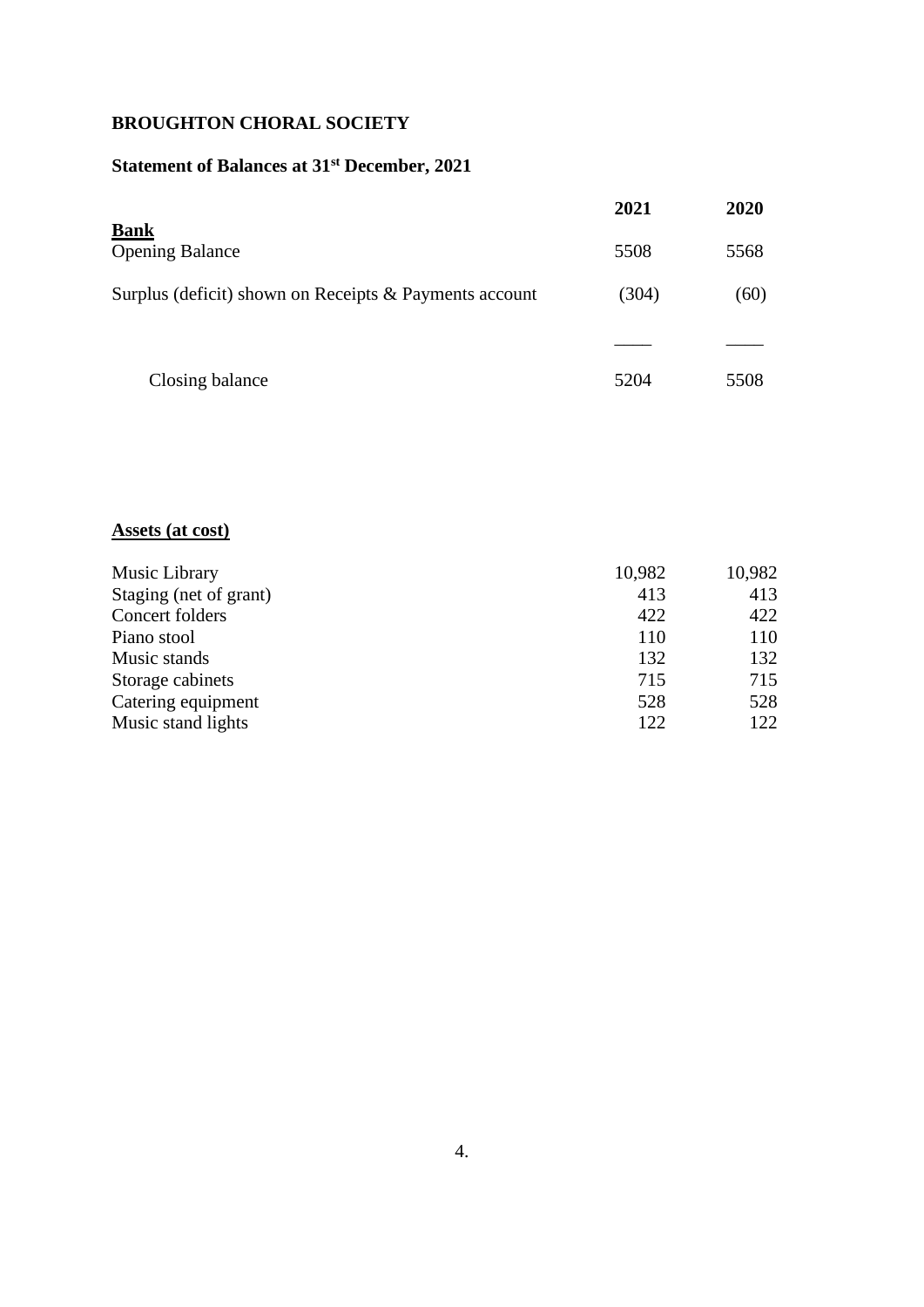**BROUGHTON CHORAL SOCIETY**

**Statement of Balances at 31st December, 2021**

| | 2021 | 2020 |
|---|---|---|
| **Bank** | | |
| Opening Balance | 5508 | 5568 |
| Surplus (deficit) shown on Receipts & Payments account | (304) | (60) |
| Closing balance | 5204 | 5508 |

**Assets (at cost)**

| | 2021 | 2020 |
|---|---|---|
| Music Library | 10,982 | 10,982 |
| Staging (net of grant) | 413 | 413 |
| Concert folders | 422 | 422 |
| Piano stool | 110 | 110 |
| Music stands | 132 | 132 |
| Storage cabinets | 715 | 715 |
| Catering equipment | 528 | 528 |
| Music stand lights | 122 | 122 |